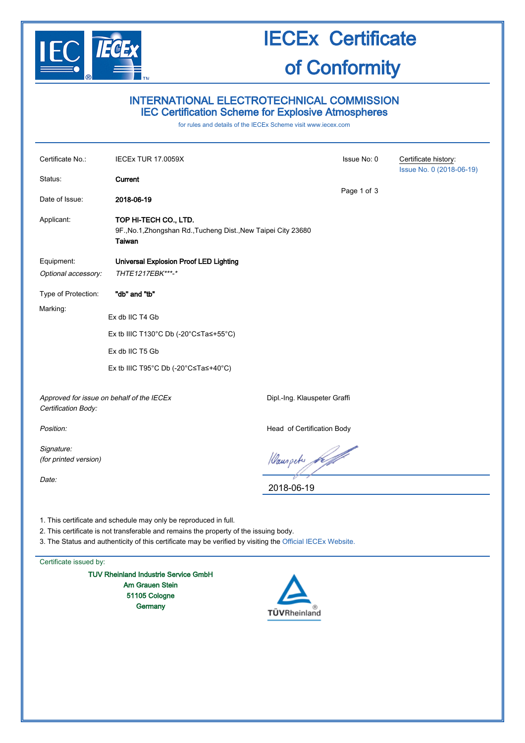# IECEx Certificate of Conformity

## INTERNATIONAL ELECTROTECHNICAL COMMISSION
## IEC Certification Scheme for Explosive Atmospheres

for rules and details of the IECEx Scheme visit www.iecex.com

| | | | |
|---|---|---|---|
| Certificate No.: | IECEx TUR 17.0059X | Issue No: 0 | Certificate history: Issue No. 0 (2018-06-19) |
| Status: | **Current** | | |
| Date of Issue: | **2018-06-19** | | |
| Applicant: | **TOP HI-TECH CO., LTD.** 9F.,No.1,Zhongshan Rd.,Tucheng Dist.,New Taipei City 23680 **Taiwan** | | |
| Equipment: | **Universal Explosion Proof LED Lighting** | | |
| *Optional accessory:* | *THTE1217EBK***-** | | |
| Type of Protection: | **"db" and "tb"** | | |

Marking:

Ex db IIC T4 Gb

Ex tb IIIC T130°C Db (-20°C≤Ta≤+55°C)

Ex db IIC T5 Gb

Ex tb IIIC T95°C Db (-20°C≤Ta≤+40°C)

*Approved for issue on behalf of the IECEx Certification Body:* Dipl.-Ing. Klauspeter Graffi

*Position:* Head of Certification Body

*Signature: (for printed version)*

*Date:* 2018-06-19

1. This certificate and schedule may only be reproduced in full.
2. This certificate is not transferable and remains the property of the issuing body.
3. The Status and authenticity of this certificate may be verified by visiting the Official IECEx Website.

Certificate issued by:

**TUV Rheinland Industrie Service GmbH**
**Am Grauen Stein**
**51105 Cologne**
**Germany**

TÜVRheinland®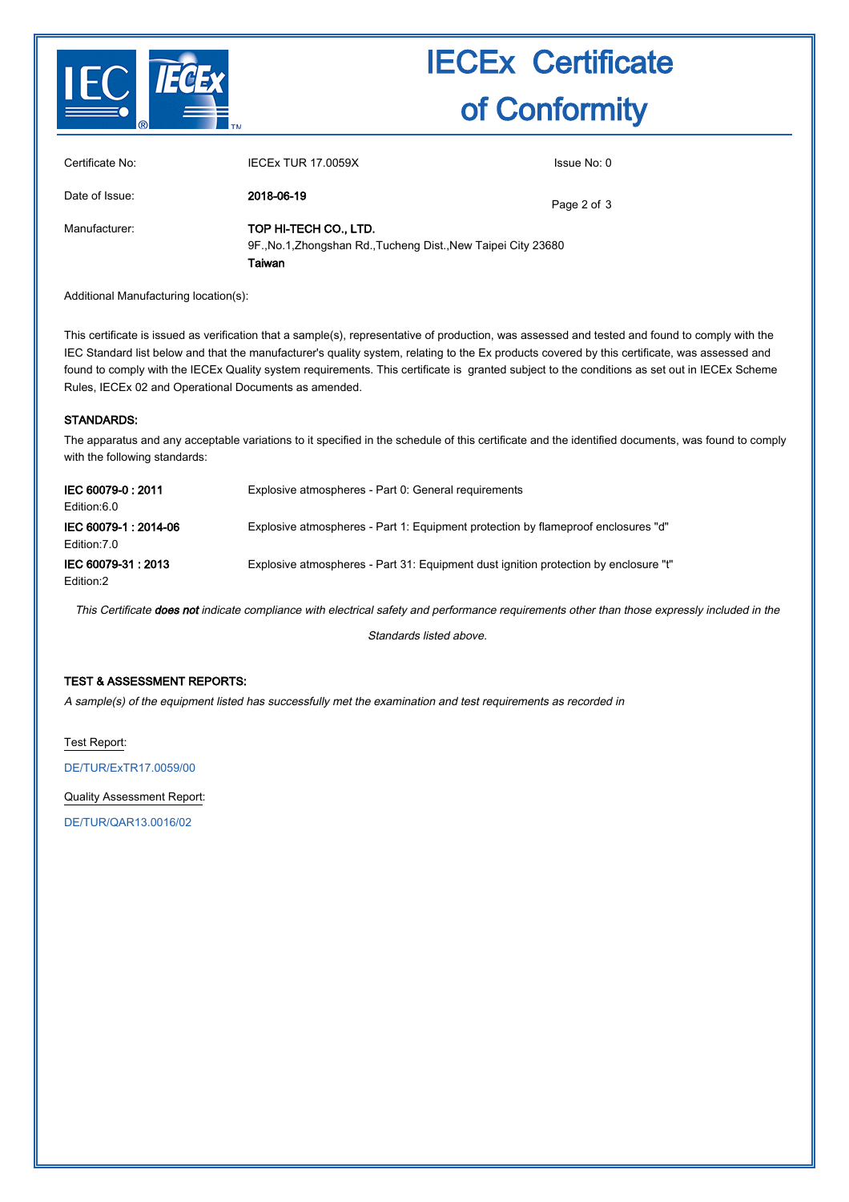# IECEx Certificate of Conformity

| | | |
|---|---|---|
| Certificate No: | IECEx TUR 17.0059X | Issue No: 0 |
| Date of Issue: | **2018-06-19** | |
| Manufacturer: | **TOP HI-TECH CO., LTD.**<br>9F.,No.1,Zhongshan Rd.,Tucheng Dist.,New Taipei City 23680<br>**Taiwan** | |

Additional Manufacturing location(s):

This certificate is issued as verification that a sample(s), representative of production, was assessed and tested and found to comply with the IEC Standard list below and that the manufacturer's quality system, relating to the Ex products covered by this certificate, was assessed and found to comply with the IECEx Quality system requirements. This certificate is granted subject to the conditions as set out in IECEx Scheme Rules, IECEx 02 and Operational Documents as amended.

**STANDARDS:**

The apparatus and any acceptable variations to it specified in the schedule of this certificate and the identified documents, was found to comply with the following standards:

| | |
|---|---|
| **IEC 60079-0 : 2011**<br>Edition:6.0 | Explosive atmospheres - Part 0: General requirements |
| **IEC 60079-1 : 2014-06**<br>Edition:7.0 | Explosive atmospheres - Part 1: Equipment protection by flameproof enclosures "d" |
| **IEC 60079-31 : 2013**<br>Edition:2 | Explosive atmospheres - Part 31: Equipment dust ignition protection by enclosure "t" |

*This Certificate **does not** indicate compliance with electrical safety and performance requirements other than those expressly included in the Standards listed above.*

**TEST & ASSESSMENT REPORTS:**

*A sample(s) of the equipment listed has successfully met the examination and test requirements as recorded in*

Test Report:

DE/TUR/ExTR17.0059/00

Quality Assessment Report:

DE/TUR/QAR13.0016/02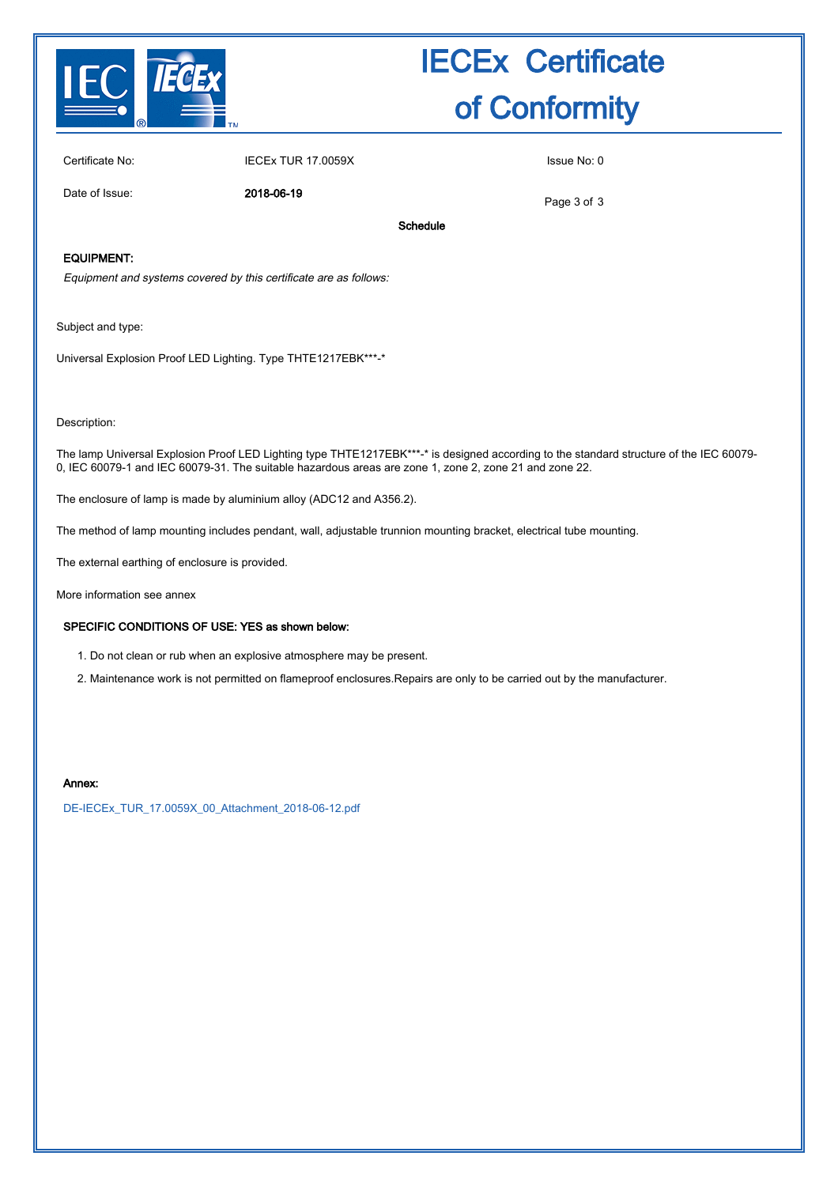# IECEx Certificate of Conformity

| | | |
|---|---|---|
| Certificate No: | IECEx TUR 17.0059X | Issue No: 0 |
| Date of Issue: | **2018-06-19** | |

**Schedule**

**EQUIPMENT:**

*Equipment and systems covered by this certificate are as follows:*

Subject and type:

Universal Explosion Proof LED Lighting. Type THTE1217EBK***-*

Description:

The lamp Universal Explosion Proof LED Lighting type THTE1217EBK***-* is designed according to the standard structure of the IEC 60079-0, IEC 60079-1 and IEC 60079-31. The suitable hazardous areas are zone 1, zone 2, zone 21 and zone 22.

The enclosure of lamp is made by aluminium alloy (ADC12 and A356.2).

The method of lamp mounting includes pendant, wall, adjustable trunnion mounting bracket, electrical tube mounting.

The external earthing of enclosure is provided.

More information see annex

**SPECIFIC CONDITIONS OF USE: YES as shown below:**

1. Do not clean or rub when an explosive atmosphere may be present.
2. Maintenance work is not permitted on flameproof enclosures.Repairs are only to be carried out by the manufacturer.

**Annex:**

DE-IECEx_TUR_17.0059X_00_Attachment_2018-06-12.pdf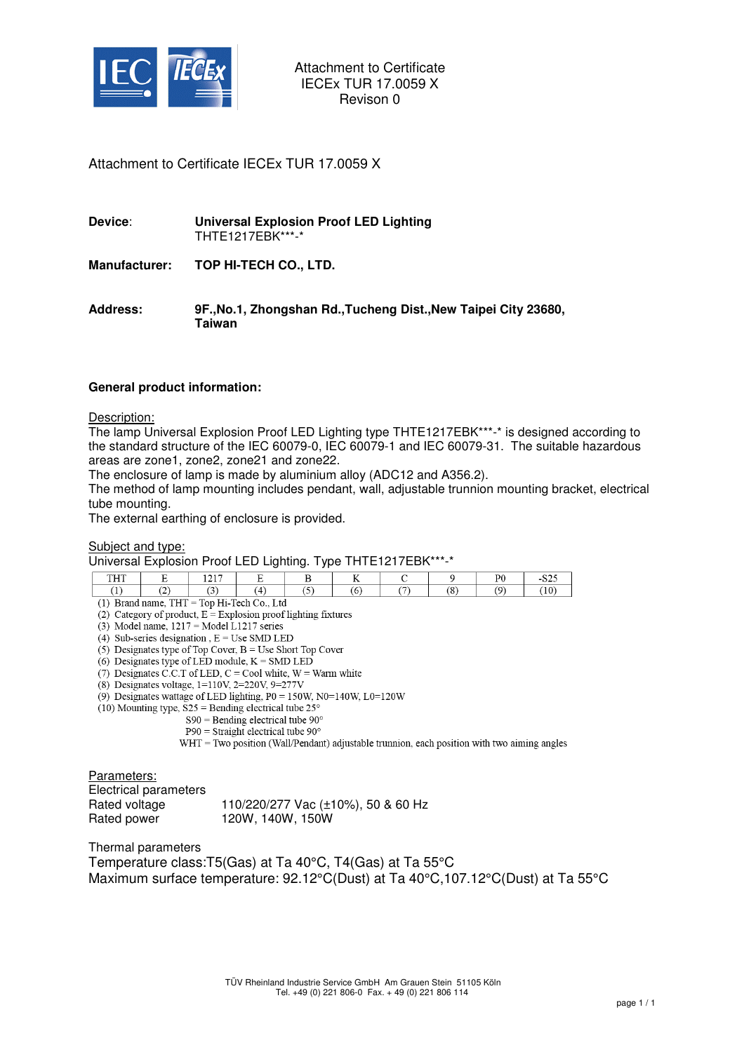Attachment to Certificate
IECEx TUR 17.0059 X
Revison 0

Attachment to Certificate IECEx TUR 17.0059 X

**Device**: **Universal Explosion Proof LED Lighting**
THTE1217EBK***-*

**Manufacturer:** **TOP HI-TECH CO., LTD.**

**Address:** **9F.,No.1, Zhongshan Rd.,Tucheng Dist.,New Taipei City 23680, Taiwan**

**General product information:**

Description:
The lamp Universal Explosion Proof LED Lighting type THTE1217EBK***-* is designed according to the standard structure of the IEC 60079-0, IEC 60079-1 and IEC 60079-31. The suitable hazardous areas are zone1, zone2, zone21 and zone22.
The enclosure of lamp is made by aluminium alloy (ADC12 and A356.2).
The method of lamp mounting includes pendant, wall, adjustable trunnion mounting bracket, electrical tube mounting.
The external earthing of enclosure is provided.

Subject and type:
Universal Explosion Proof LED Lighting. Type THTE1217EBK***-*

| THT | E | 1217 | E | B | K | C | 9 | P0 | -S25 |
|---|---|---|---|---|---|---|---|---|---|
| (1) | (2) | (3) | (4) | (5) | (6) | (7) | (8) | (9) | (10) |

(1) Brand name, THT = Top Hi-Tech Co., Ltd
(2) Category of product, E = Explosion proof lighting fixtures
(3) Model name, 1217 = Model L1217 series
(4) Sub-series designation , E = Use SMD LED
(5) Designates type of Top Cover, B = Use Short Top Cover
(6) Designates type of LED module, K = SMD LED
(7) Designates C.C.T of LED, C = Cool white, W = Warm white
(8) Designates voltage, 1=110V, 2=220V, 9=277V
(9) Designates wattage of LED lighting, P0 = 150W, N0=140W, L0=120W
(10) Mounting type, S25 = Bending electrical tube 25°
S90 = Bending electrical tube 90°
P90 = Straight electrical tube 90°
WHT = Two position (Wall/Pendant) adjustable trunnion, each position with two aiming angles

Parameters:
Electrical parameters
Rated voltage 110/220/277 Vac (±10%), 50 & 60 Hz
Rated power 120W, 140W, 150W

Thermal parameters
Temperature class:T5(Gas) at Ta 40°C, T4(Gas) at Ta 55°C
Maximum surface temperature: 92.12°C(Dust) at Ta 40°C,107.12°C(Dust) at Ta 55°C

TÜV Rheinland Industrie Service GmbH Am Grauen Stein 51105 Köln
Tel. +49 (0) 221 806-0 Fax. + 49 (0) 221 806 114